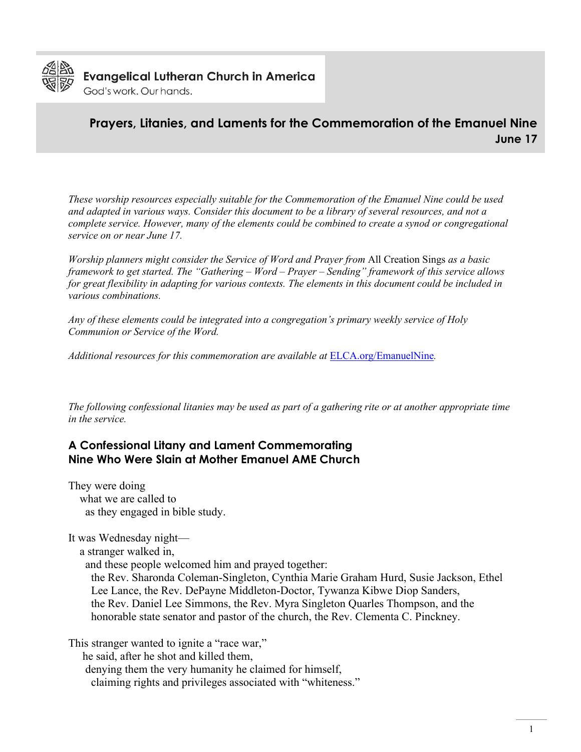Evangelical Lutheran Church in America
God's work. Our hands.

# Prayers, Litanies, and Laments for the Commemoration of the Emanuel Nine

**June 17**

*These worship resources especially suitable for the Commemoration of the Emanuel Nine could be used and adapted in various ways. Consider this document to be a library of several resources, and not a complete service. However, many of the elements could be combined to create a synod or congregational service on or near June 17.*

*Worship planners might consider the Service of Word and Prayer from* All Creation Sings *as a basic framework to get started. The "Gathering – Word – Prayer – Sending" framework of this service allows for great flexibility in adapting for various contexts. The elements in this document could be included in various combinations.*

*Any of these elements could be integrated into a congregation's primary weekly service of Holy Communion or Service of the Word.*

*Additional resources for this commemoration are available at* [ELCA.org/EmanuelNine](ELCA.org/EmanuelNine)*.*

*The following confessional litanies may be used as part of a gathering rite or at another appropriate time in the service.*

## A Confessional Litany and Lament Commemorating Nine Who Were Slain at Mother Emanuel AME Church

They were doing
what we are called to
as they engaged in bible study.

It was Wednesday night—
a stranger walked in,
and these people welcomed him and prayed together:
the Rev. Sharonda Coleman-Singleton, Cynthia Marie Graham Hurd, Susie Jackson, Ethel Lee Lance, the Rev. DePayne Middleton-Doctor, Tywanza Kibwe Diop Sanders, the Rev. Daniel Lee Simmons, the Rev. Myra Singleton Quarles Thompson, and the honorable state senator and pastor of the church, the Rev. Clementa C. Pinckney.

This stranger wanted to ignite a "race war,"
he said, after he shot and killed them,
denying them the very humanity he claimed for himself,
claiming rights and privileges associated with "whiteness."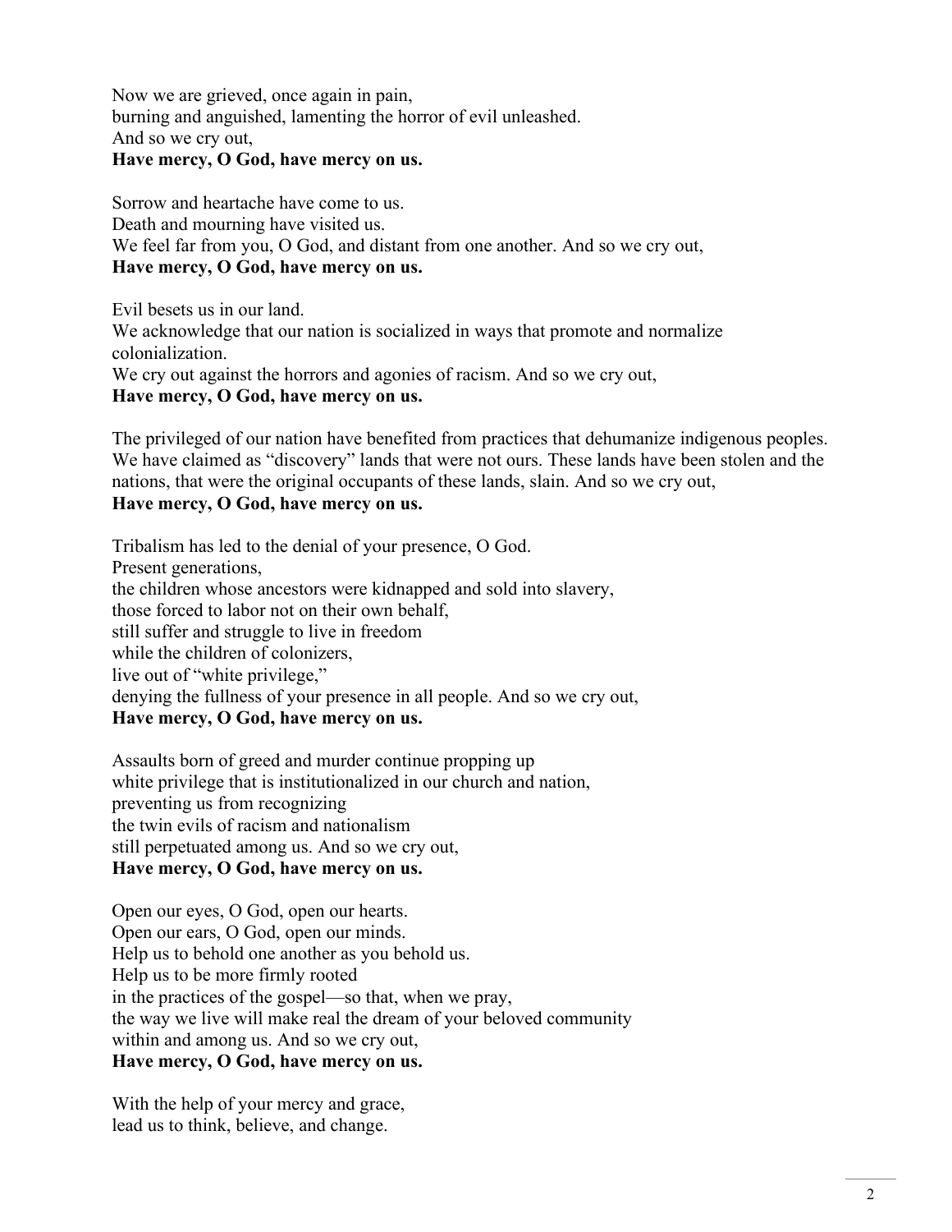Now we are grieved, once again in pain,
burning and anguished, lamenting the horror of evil unleashed.
And so we cry out,
**Have mercy, O God, have mercy on us.**

Sorrow and heartache have come to us.
Death and mourning have visited us.
We feel far from you, O God, and distant from one another. And so we cry out,
**Have mercy, O God, have mercy on us.**

Evil besets us in our land.
We acknowledge that our nation is socialized in ways that promote and normalize colonialization.
We cry out against the horrors and agonies of racism. And so we cry out,
**Have mercy, O God, have mercy on us.**

The privileged of our nation have benefited from practices that dehumanize indigenous peoples. We have claimed as "discovery" lands that were not ours. These lands have been stolen and the nations, that were the original occupants of these lands, slain. And so we cry out,
**Have mercy, O God, have mercy on us.**

Tribalism has led to the denial of your presence, O God.
Present generations,
the children whose ancestors were kidnapped and sold into slavery,
those forced to labor not on their own behalf,
still suffer and struggle to live in freedom
while the children of colonizers,
live out of "white privilege,"
denying the fullness of your presence in all people. And so we cry out,
**Have mercy, O God, have mercy on us.**

Assaults born of greed and murder continue propping up
white privilege that is institutionalized in our church and nation,
preventing us from recognizing
the twin evils of racism and nationalism
still perpetuated among us. And so we cry out,
**Have mercy, O God, have mercy on us.**

Open our eyes, O God, open our hearts.
Open our ears, O God, open our minds.
Help us to behold one another as you behold us.
Help us to be more firmly rooted
in the practices of the gospel—so that, when we pray,
the way we live will make real the dream of your beloved community
within and among us. And so we cry out,
**Have mercy, O God, have mercy on us.**

With the help of your mercy and grace,
lead us to think, believe, and change.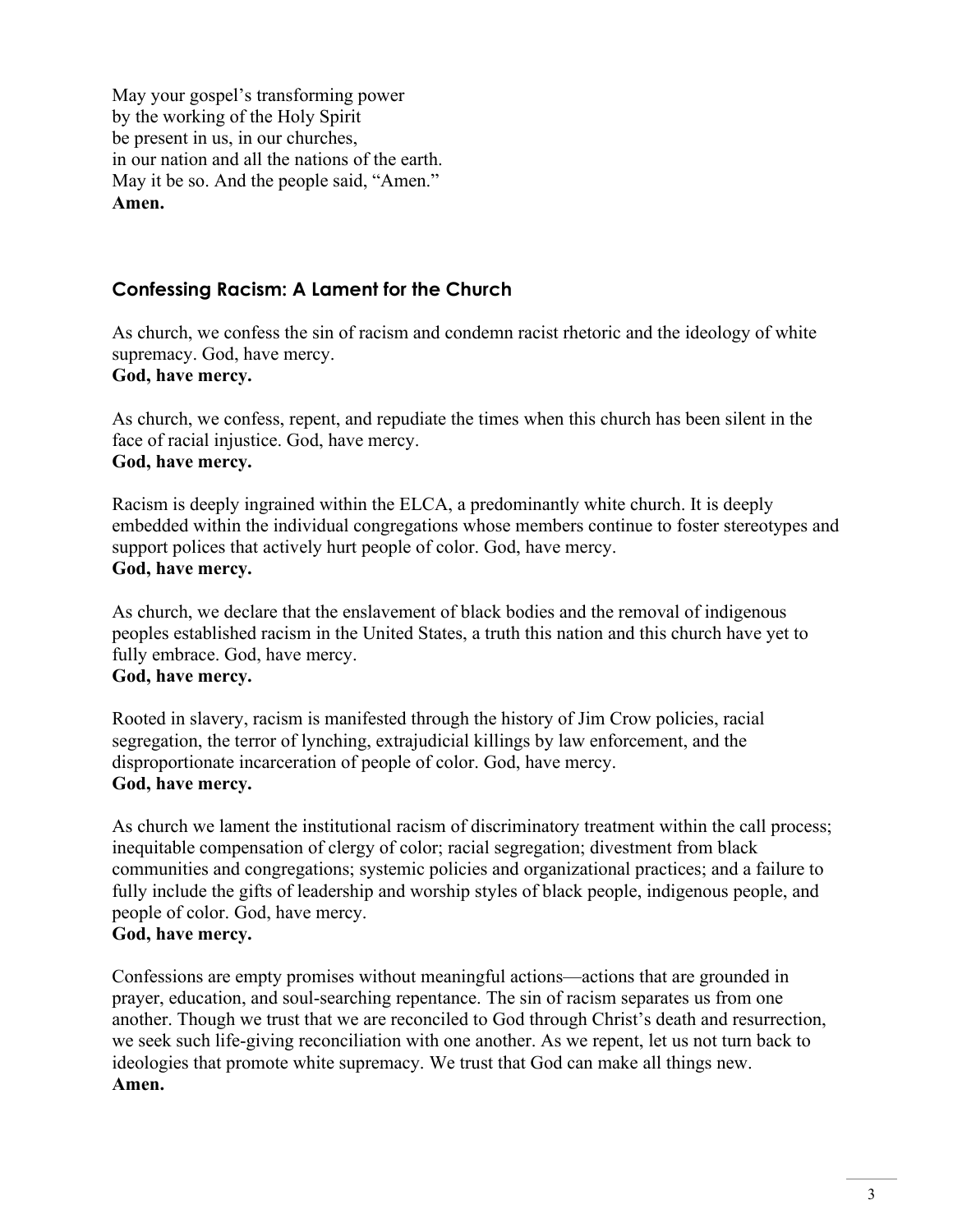May your gospel's transforming power
by the working of the Holy Spirit
be present in us, in our churches,
in our nation and all the nations of the earth.
May it be so. And the people said, "Amen."
**Amen.**

## Confessing Racism: A Lament for the Church

As church, we confess the sin of racism and condemn racist rhetoric and the ideology of white supremacy. God, have mercy.
**God, have mercy.**

As church, we confess, repent, and repudiate the times when this church has been silent in the face of racial injustice. God, have mercy.
**God, have mercy.**

Racism is deeply ingrained within the ELCA, a predominantly white church. It is deeply embedded within the individual congregations whose members continue to foster stereotypes and support polices that actively hurt people of color. God, have mercy.
**God, have mercy.**

As church, we declare that the enslavement of black bodies and the removal of indigenous peoples established racism in the United States, a truth this nation and this church have yet to fully embrace. God, have mercy.
**God, have mercy.**

Rooted in slavery, racism is manifested through the history of Jim Crow policies, racial segregation, the terror of lynching, extrajudicial killings by law enforcement, and the disproportionate incarceration of people of color. God, have mercy.
**God, have mercy.**

As church we lament the institutional racism of discriminatory treatment within the call process; inequitable compensation of clergy of color; racial segregation; divestment from black communities and congregations; systemic policies and organizational practices; and a failure to fully include the gifts of leadership and worship styles of black people, indigenous people, and people of color. God, have mercy.
**God, have mercy.**

Confessions are empty promises without meaningful actions—actions that are grounded in prayer, education, and soul-searching repentance. The sin of racism separates us from one another. Though we trust that we are reconciled to God through Christ's death and resurrection, we seek such life-giving reconciliation with one another. As we repent, let us not turn back to ideologies that promote white supremacy. We trust that God can make all things new.
**Amen.**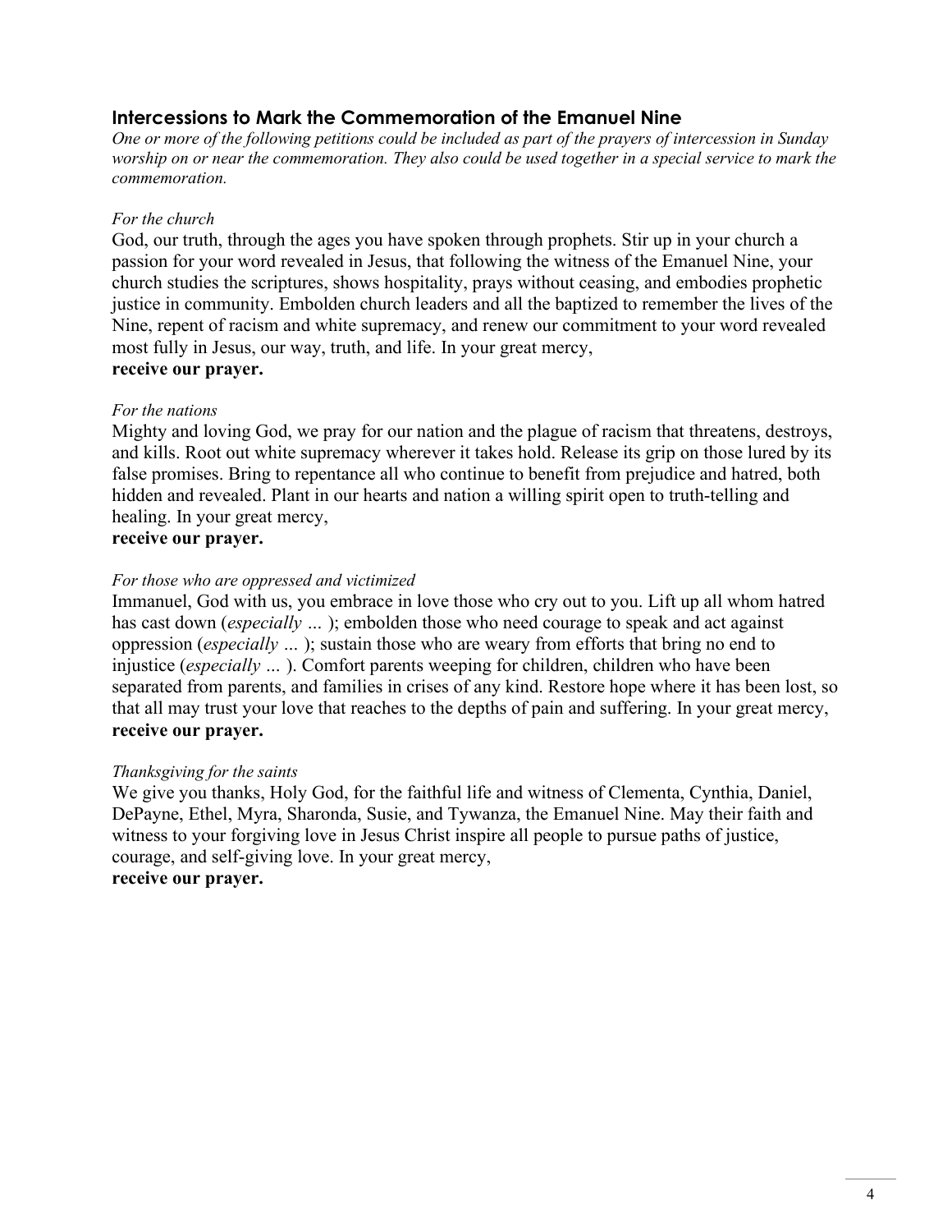## Intercessions to Mark the Commemoration of the Emanuel Nine

*One or more of the following petitions could be included as part of the prayers of intercession in Sunday worship on or near the commemoration. They also could be used together in a special service to mark the commemoration.*

*For the church*

God, our truth, through the ages you have spoken through prophets. Stir up in your church a passion for your word revealed in Jesus, that following the witness of the Emanuel Nine, your church studies the scriptures, shows hospitality, prays without ceasing, and embodies prophetic justice in community. Embolden church leaders and all the baptized to remember the lives of the Nine, repent of racism and white supremacy, and renew our commitment to your word revealed most fully in Jesus, our way, truth, and life. In your great mercy,
**receive our prayer.**

*For the nations*

Mighty and loving God, we pray for our nation and the plague of racism that threatens, destroys, and kills. Root out white supremacy wherever it takes hold. Release its grip on those lured by its false promises. Bring to repentance all who continue to benefit from prejudice and hatred, both hidden and revealed. Plant in our hearts and nation a willing spirit open to truth-telling and healing. In your great mercy,
**receive our prayer.**

*For those who are oppressed and victimized*

Immanuel, God with us, you embrace in love those who cry out to you. Lift up all whom hatred has cast down (*especially …* ); embolden those who need courage to speak and act against oppression (*especially …* ); sustain those who are weary from efforts that bring no end to injustice (*especially …* ). Comfort parents weeping for children, children who have been separated from parents, and families in crises of any kind. Restore hope where it has been lost, so that all may trust your love that reaches to the depths of pain and suffering. In your great mercy,
**receive our prayer.**

*Thanksgiving for the saints*

We give you thanks, Holy God, for the faithful life and witness of Clementa, Cynthia, Daniel, DePayne, Ethel, Myra, Sharonda, Susie, and Tywanza, the Emanuel Nine. May their faith and witness to your forgiving love in Jesus Christ inspire all people to pursue paths of justice, courage, and self-giving love. In your great mercy,
**receive our prayer.**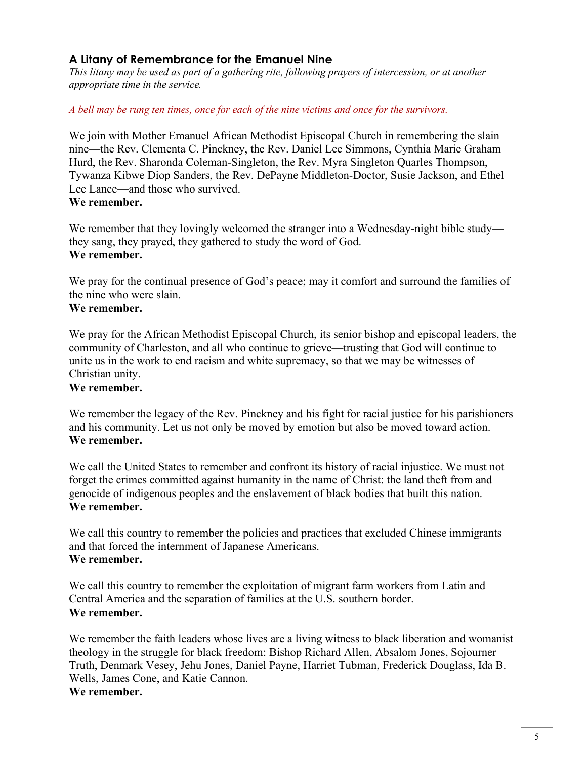### A Litany of Remembrance for the Emanuel Nine

*This litany may be used as part of a gathering rite, following prayers of intercession, or at another appropriate time in the service.*

*A bell may be rung ten times, once for each of the nine victims and once for the survivors.*

We join with Mother Emanuel African Methodist Episcopal Church in remembering the slain nine—the Rev. Clementa C. Pinckney, the Rev. Daniel Lee Simmons, Cynthia Marie Graham Hurd, the Rev. Sharonda Coleman-Singleton, the Rev. Myra Singleton Quarles Thompson, Tywanza Kibwe Diop Sanders, the Rev. DePayne Middleton-Doctor, Susie Jackson, and Ethel Lee Lance—and those who survived.
**We remember.**

We remember that they lovingly welcomed the stranger into a Wednesday-night bible study—they sang, they prayed, they gathered to study the word of God.
**We remember.**

We pray for the continual presence of God's peace; may it comfort and surround the families of the nine who were slain.
**We remember.**

We pray for the African Methodist Episcopal Church, its senior bishop and episcopal leaders, the community of Charleston, and all who continue to grieve—trusting that God will continue to unite us in the work to end racism and white supremacy, so that we may be witnesses of Christian unity.
**We remember.**

We remember the legacy of the Rev. Pinckney and his fight for racial justice for his parishioners and his community. Let us not only be moved by emotion but also be moved toward action.
**We remember.**

We call the United States to remember and confront its history of racial injustice. We must not forget the crimes committed against humanity in the name of Christ: the land theft from and genocide of indigenous peoples and the enslavement of black bodies that built this nation.
**We remember.**

We call this country to remember the policies and practices that excluded Chinese immigrants and that forced the internment of Japanese Americans.
**We remember.**

We call this country to remember the exploitation of migrant farm workers from Latin and Central America and the separation of families at the U.S. southern border.
**We remember.**

We remember the faith leaders whose lives are a living witness to black liberation and womanist theology in the struggle for black freedom: Bishop Richard Allen, Absalom Jones, Sojourner Truth, Denmark Vesey, Jehu Jones, Daniel Payne, Harriet Tubman, Frederick Douglass, Ida B. Wells, James Cone, and Katie Cannon.
**We remember.**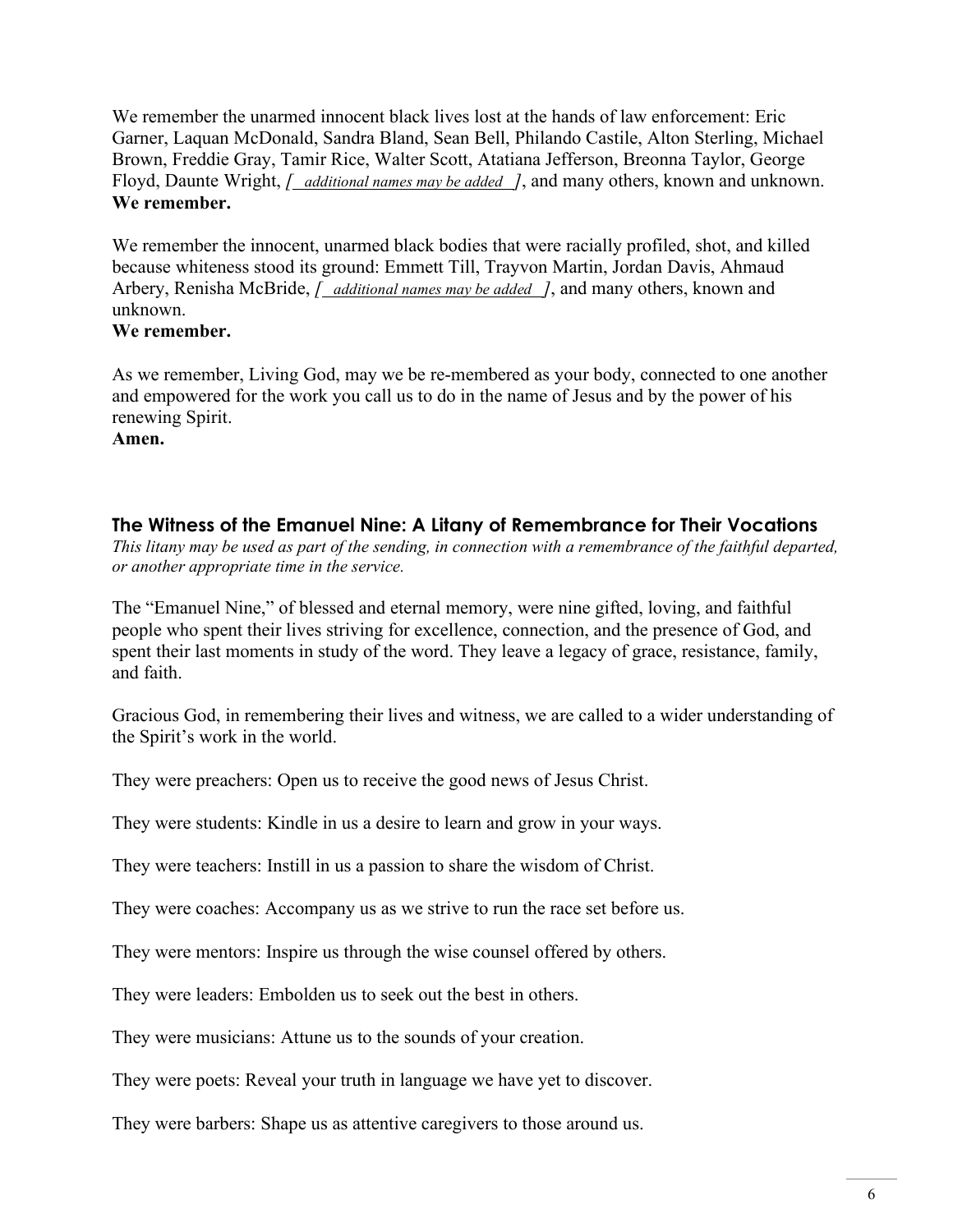We remember the unarmed innocent black lives lost at the hands of law enforcement: Eric Garner, Laquan McDonald, Sandra Bland, Sean Bell, Philando Castile, Alton Sterling, Michael Brown, Freddie Gray, Tamir Rice, Walter Scott, Atatiana Jefferson, Breonna Taylor, George Floyd, Daunte Wright, *[ additional names may be added ]*, and many others, known and unknown.
**We remember.**

We remember the innocent, unarmed black bodies that were racially profiled, shot, and killed because whiteness stood its ground: Emmett Till, Trayvon Martin, Jordan Davis, Ahmaud Arbery, Renisha McBride, *[ additional names may be added ]*, and many others, known and unknown.
**We remember.**

As we remember, Living God, may we be re-membered as your body, connected to one another and empowered for the work you call us to do in the name of Jesus and by the power of his renewing Spirit.
**Amen.**

### The Witness of the Emanuel Nine: A Litany of Remembrance for Their Vocations

*This litany may be used as part of the sending, in connection with a remembrance of the faithful departed, or another appropriate time in the service.*

The "Emanuel Nine," of blessed and eternal memory, were nine gifted, loving, and faithful people who spent their lives striving for excellence, connection, and the presence of God, and spent their last moments in study of the word. They leave a legacy of grace, resistance, family, and faith.

Gracious God, in remembering their lives and witness, we are called to a wider understanding of the Spirit's work in the world.

They were preachers: Open us to receive the good news of Jesus Christ.

They were students: Kindle in us a desire to learn and grow in your ways.

They were teachers: Instill in us a passion to share the wisdom of Christ.

They were coaches: Accompany us as we strive to run the race set before us.

They were mentors: Inspire us through the wise counsel offered by others.

They were leaders: Embolden us to seek out the best in others.

They were musicians: Attune us to the sounds of your creation.

They were poets: Reveal your truth in language we have yet to discover.

They were barbers: Shape us as attentive caregivers to those around us.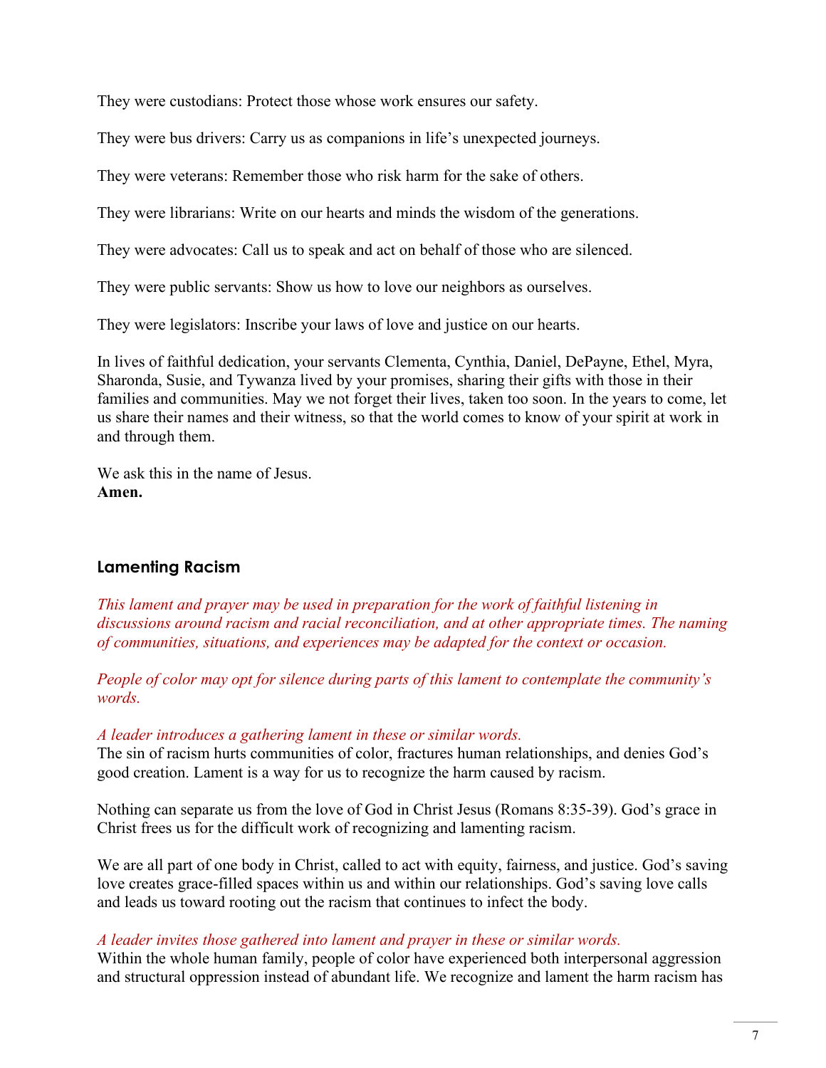They were custodians: Protect those whose work ensures our safety.

They were bus drivers: Carry us as companions in life's unexpected journeys.

They were veterans: Remember those who risk harm for the sake of others.

They were librarians: Write on our hearts and minds the wisdom of the generations.

They were advocates: Call us to speak and act on behalf of those who are silenced.

They were public servants: Show us how to love our neighbors as ourselves.

They were legislators: Inscribe your laws of love and justice on our hearts.

In lives of faithful dedication, your servants Clementa, Cynthia, Daniel, DePayne, Ethel, Myra, Sharonda, Susie, and Tywanza lived by your promises, sharing their gifts with those in their families and communities. May we not forget their lives, taken too soon. In the years to come, let us share their names and their witness, so that the world comes to know of your spirit at work in and through them.

We ask this in the name of Jesus.
**Amen.**

## Lamenting Racism

*This lament and prayer may be used in preparation for the work of faithful listening in discussions around racism and racial reconciliation, and at other appropriate times. The naming of communities, situations, and experiences may be adapted for the context or occasion.*

*People of color may opt for silence during parts of this lament to contemplate the community's words.*

*A leader introduces a gathering lament in these or similar words.*
The sin of racism hurts communities of color, fractures human relationships, and denies God's good creation. Lament is a way for us to recognize the harm caused by racism.

Nothing can separate us from the love of God in Christ Jesus (Romans 8:35-39). God's grace in Christ frees us for the difficult work of recognizing and lamenting racism.

We are all part of one body in Christ, called to act with equity, fairness, and justice. God's saving love creates grace-filled spaces within us and within our relationships. God's saving love calls and leads us toward rooting out the racism that continues to infect the body.

*A leader invites those gathered into lament and prayer in these or similar words.*
Within the whole human family, people of color have experienced both interpersonal aggression and structural oppression instead of abundant life. We recognize and lament the harm racism has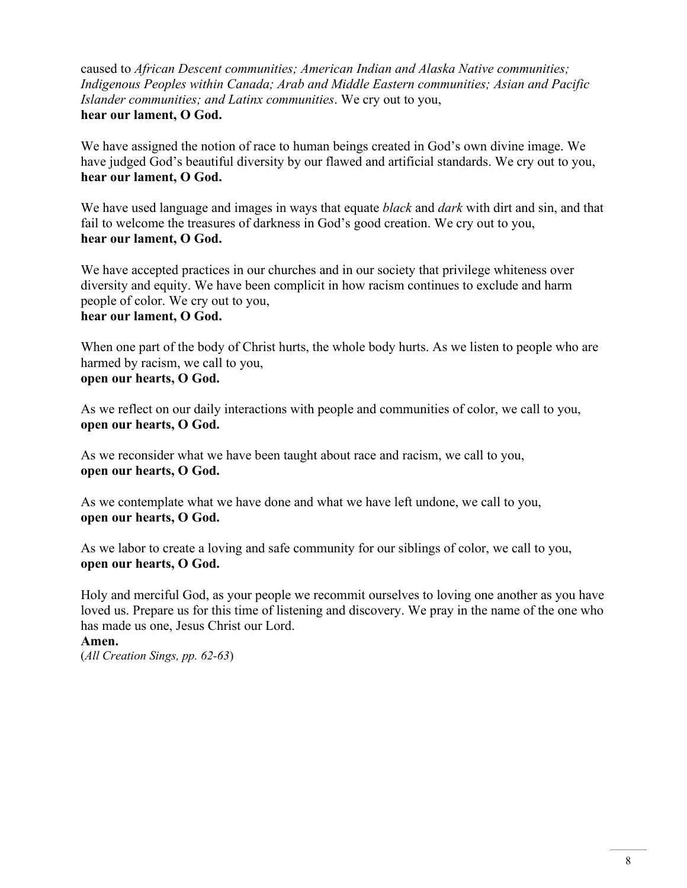caused to *African Descent communities; American Indian and Alaska Native communities; Indigenous Peoples within Canada; Arab and Middle Eastern communities; Asian and Pacific Islander communities; and Latinx communities*. We cry out to you,
**hear our lament, O God.**

We have assigned the notion of race to human beings created in God's own divine image. We have judged God's beautiful diversity by our flawed and artificial standards. We cry out to you,
**hear our lament, O God.**

We have used language and images in ways that equate *black* and *dark* with dirt and sin, and that fail to welcome the treasures of darkness in God's good creation. We cry out to you,
**hear our lament, O God.**

We have accepted practices in our churches and in our society that privilege whiteness over diversity and equity. We have been complicit in how racism continues to exclude and harm people of color. We cry out to you,
**hear our lament, O God.**

When one part of the body of Christ hurts, the whole body hurts. As we listen to people who are harmed by racism, we call to you,
**open our hearts, O God.**

As we reflect on our daily interactions with people and communities of color, we call to you,
**open our hearts, O God.**

As we reconsider what we have been taught about race and racism, we call to you,
**open our hearts, O God.**

As we contemplate what we have done and what we have left undone, we call to you,
**open our hearts, O God.**

As we labor to create a loving and safe community for our siblings of color, we call to you,
**open our hearts, O God.**

Holy and merciful God, as your people we recommit ourselves to loving one another as you have loved us. Prepare us for this time of listening and discovery. We pray in the name of the one who has made us one, Jesus Christ our Lord.
**Amen.**
(*All Creation Sings, pp. 62-63*)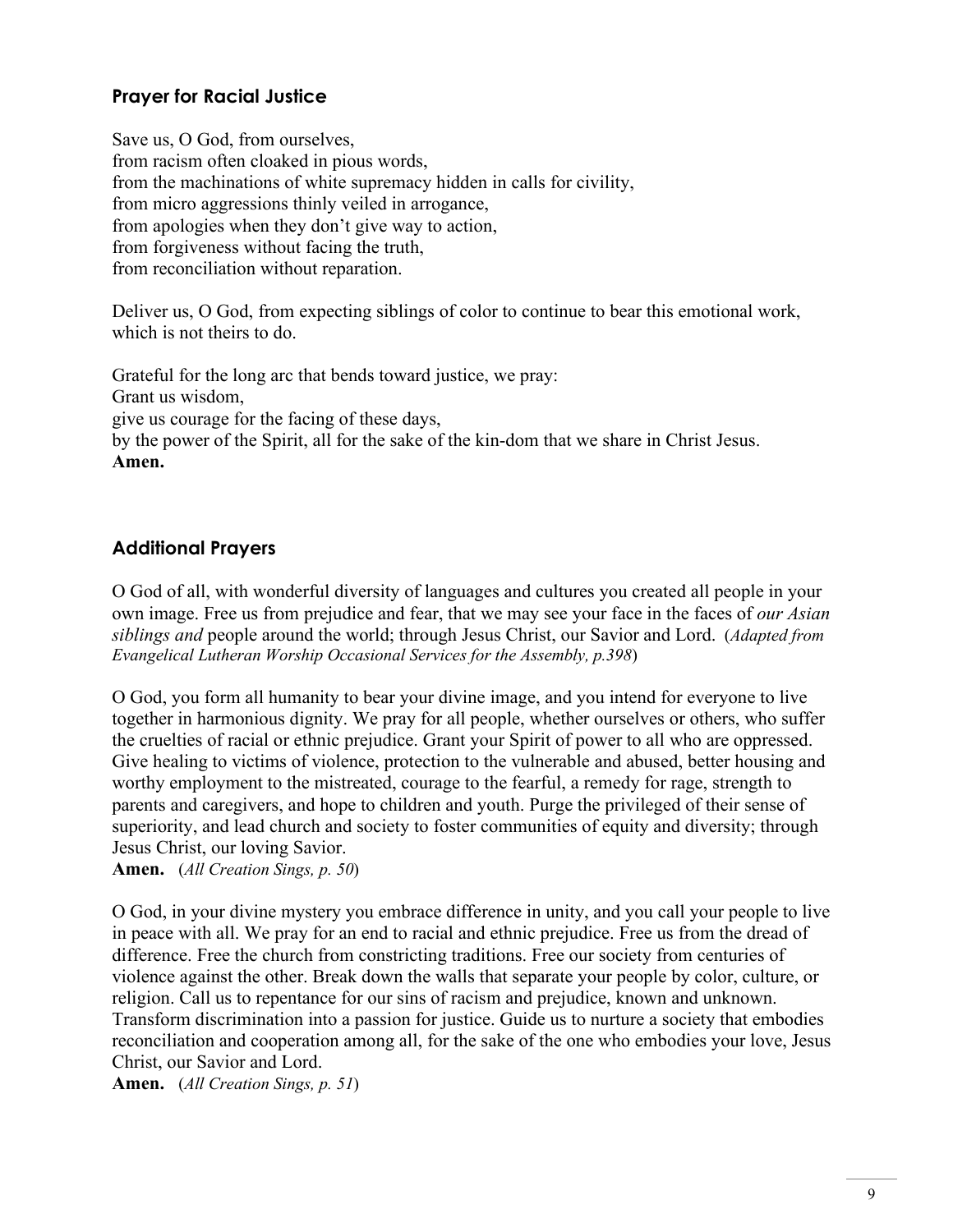### Prayer for Racial Justice

Save us, O God, from ourselves,
from racism often cloaked in pious words,
from the machinations of white supremacy hidden in calls for civility,
from micro aggressions thinly veiled in arrogance,
from apologies when they don't give way to action,
from forgiveness without facing the truth,
from reconciliation without reparation.

Deliver us, O God, from expecting siblings of color to continue to bear this emotional work, which is not theirs to do.

Grateful for the long arc that bends toward justice, we pray:
Grant us wisdom,
give us courage for the facing of these days,
by the power of the Spirit, all for the sake of the kin-dom that we share in Christ Jesus.
**Amen.**

### Additional Prayers

O God of all, with wonderful diversity of languages and cultures you created all people in your own image. Free us from prejudice and fear, that we may see your face in the faces of *our Asian siblings and* people around the world; through Jesus Christ, our Savior and Lord. (*Adapted from Evangelical Lutheran Worship Occasional Services for the Assembly, p.398*)

O God, you form all humanity to bear your divine image, and you intend for everyone to live together in harmonious dignity. We pray for all people, whether ourselves or others, who suffer the cruelties of racial or ethnic prejudice. Grant your Spirit of power to all who are oppressed. Give healing to victims of violence, protection to the vulnerable and abused, better housing and worthy employment to the mistreated, courage to the fearful, a remedy for rage, strength to parents and caregivers, and hope to children and youth. Purge the privileged of their sense of superiority, and lead church and society to foster communities of equity and diversity; through Jesus Christ, our loving Savior.
**Amen.** (*All Creation Sings, p. 50*)

O God, in your divine mystery you embrace difference in unity, and you call your people to live in peace with all. We pray for an end to racial and ethnic prejudice. Free us from the dread of difference. Free the church from constricting traditions. Free our society from centuries of violence against the other. Break down the walls that separate your people by color, culture, or religion. Call us to repentance for our sins of racism and prejudice, known and unknown. Transform discrimination into a passion for justice. Guide us to nurture a society that embodies reconciliation and cooperation among all, for the sake of the one who embodies your love, Jesus Christ, our Savior and Lord.
**Amen.** (*All Creation Sings, p. 51*)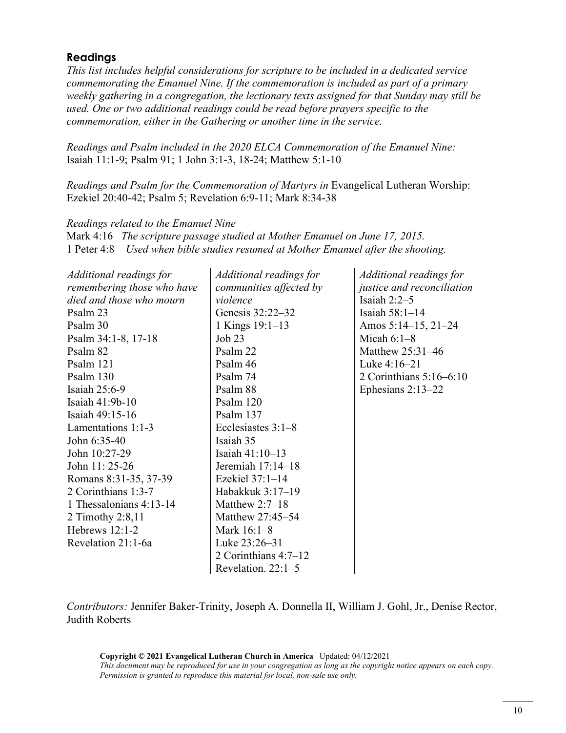## Readings

*This list includes helpful considerations for scripture to be included in a dedicated service commemorating the Emanuel Nine. If the commemoration is included as part of a primary weekly gathering in a congregation, the lectionary texts assigned for that Sunday may still be used. One or two additional readings could be read before prayers specific to the commemoration, either in the Gathering or another time in the service.*

*Readings and Psalm included in the 2020 ELCA Commemoration of the Emanuel Nine:*
Isaiah 11:1-9; Psalm 91; 1 John 3:1-3, 18-24; Matthew 5:1-10

*Readings and Psalm for the Commemoration of Martyrs in* Evangelical Lutheran Worship:
Ezekiel 20:40-42; Psalm 5; Revelation 6:9-11; Mark 8:34-38

*Readings related to the Emanuel Nine*
Mark 4:16 *The scripture passage studied at Mother Emanuel on June 17, 2015.*
1 Peter 4:8 *Used when bible studies resumed at Mother Emanuel after the shooting.*

*Additional readings for remembering those who have died and those who mourn*
Psalm 23
Psalm 30
Psalm 34:1-8, 17-18
Psalm 82
Psalm 121
Psalm 130
Isaiah 25:6-9
Isaiah 41:9b-10
Isaiah 49:15-16
Lamentations 1:1-3
John 6:35-40
John 10:27-29
John 11: 25-26
Romans 8:31-35, 37-39
2 Corinthians 1:3-7
1 Thessalonians 4:13-14
2 Timothy 2:8,11
Hebrews 12:1-2
Revelation 21:1-6a

*Additional readings for communities affected by violence*
Genesis 32:22–32
1 Kings 19:1–13
Job 23
Psalm 22
Psalm 46
Psalm 74
Psalm 88
Psalm 120
Psalm 137
Ecclesiastes 3:1–8
Isaiah 35
Isaiah 41:10–13
Jeremiah 17:14–18
Ezekiel 37:1–14
Habakkuk 3:17–19
Matthew 2:7–18
Matthew 27:45–54
Mark 16:1–8
Luke 23:26–31
2 Corinthians 4:7–12
Revelation. 22:1–5

*Additional readings for justice and reconciliation*
Isaiah 2:2–5
Isaiah 58:1–14
Amos 5:14–15, 21–24
Micah 6:1–8
Matthew 25:31–46
Luke 4:16–21
2 Corinthians 5:16–6:10
Ephesians 2:13–22

*Contributors:* Jennifer Baker-Trinity, Joseph A. Donnella II, William J. Gohl, Jr., Denise Rector, Judith Roberts

**Copyright © 2021 Evangelical Lutheran Church in America** Updated: 04/12/2021
*This document may be reproduced for use in your congregation as long as the copyright notice appears on each copy. Permission is granted to reproduce this material for local, non-sale use only.*